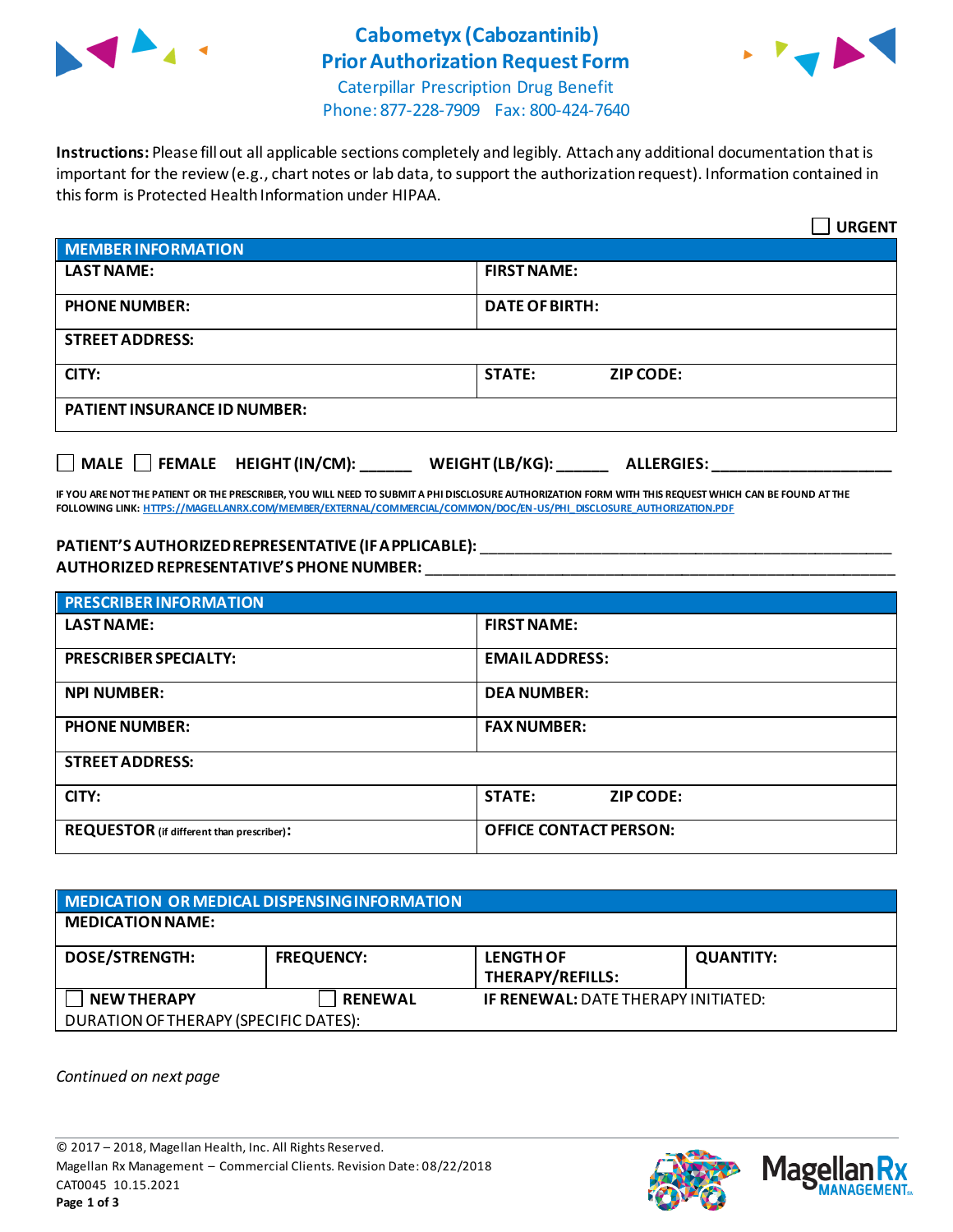# Cabometyx (Cabozantinib) Prior Authorization Request Form

Caterpillar Prescription Drug Benefit
Phone: 877-228-7909 Fax: 800-424-7640

**Instructions:** Please fill out all applicable sections completely and legibly. Attach any additional documentation that is important for the review (e.g., chart notes or lab data, to support the authorization request). Information contained in this form is Protected Health Information under HIPAA.

☐ **URGENT**

| MEMBER INFORMATION | |
|---|---|
| **LAST NAME:** | **FIRST NAME:** |
| **PHONE NUMBER:** | **DATE OF BIRTH:** |
| **STREET ADDRESS:** | |
| **CITY:** | **STATE:** **ZIP CODE:** |
| **PATIENT INSURANCE ID NUMBER:** | |

☐ **MALE** ☐ **FEMALE** **HEIGHT (IN/CM):** ______ **WEIGHT (LB/KG):** ______ **ALLERGIES:** ____________________

**IF YOU ARE NOT THE PATIENT OR THE PRESCRIBER, YOU WILL NEED TO SUBMIT A PHI DISCLOSURE AUTHORIZATION FORM WITH THIS REQUEST WHICH CAN BE FOUND AT THE FOLLOWING LINK: HTTPS://MAGELLANRX.COM/MEMBER/EXTERNAL/COMMERCIAL/COMMON/DOC/EN-US/PHI_DISCLOSURE_AUTHORIZATION.PDF**

**PATIENT'S AUTHORIZED REPRESENTATIVE (IF APPLICABLE):** ________________________________________________

**AUTHORIZED REPRESENTATIVE'S PHONE NUMBER:** ________________________________________________

| PRESCRIBER INFORMATION | |
|---|---|
| **LAST NAME:** | **FIRST NAME:** |
| **PRESCRIBER SPECIALTY:** | **EMAIL ADDRESS:** |
| **NPI NUMBER:** | **DEA NUMBER:** |
| **PHONE NUMBER:** | **FAX NUMBER:** |
| **STREET ADDRESS:** | |
| **CITY:** | **STATE:** **ZIP CODE:** |
| **REQUESTOR** (if different than prescriber)**:** | **OFFICE CONTACT PERSON:** |

| MEDICATION OR MEDICAL DISPENSING INFORMATION | | | |
|---|---|---|---|
| **MEDICATION NAME:** | | | |
| **DOSE/STRENGTH:** | **FREQUENCY:** | **LENGTH OF THERAPY/REFILLS:** | **QUANTITY:** |
| ☐ **NEW THERAPY** | ☐ **RENEWAL** | **IF RENEWAL:** DATE THERAPY INITIATED: | |
| DURATION OF THERAPY (SPECIFIC DATES): | | | |

*Continued on next page*

© 2017 – 2018, Magellan Health, Inc. All Rights Reserved.
Magellan Rx Management – Commercial Clients. Revision Date: 08/22/2018
CAT0045 10.15.2021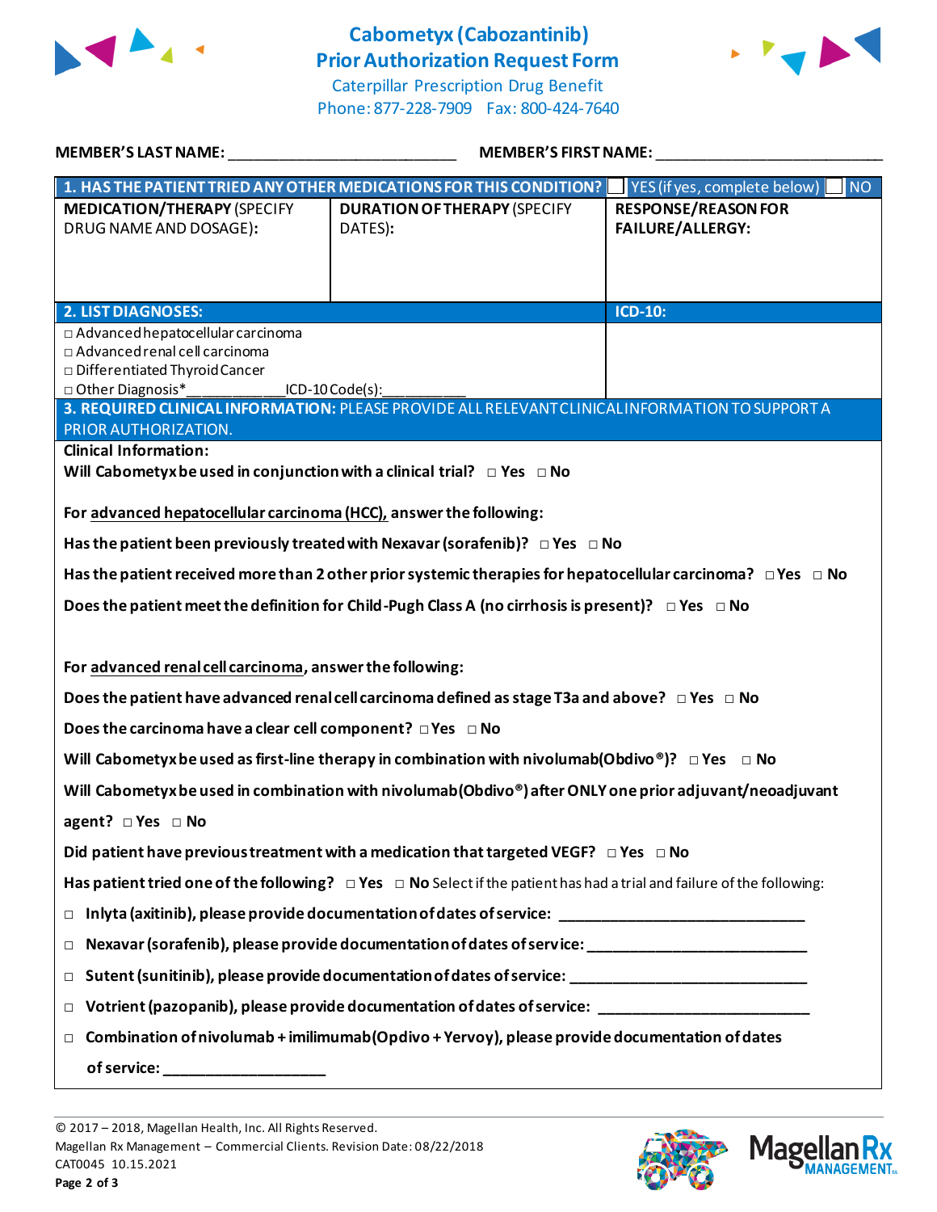# Cabometyx (Cabozantinib) Prior Authorization Request Form

Caterpillar Prescription Drug Benefit
Phone: 877-228-7909 Fax: 800-424-7640

**MEMBER'S LAST NAME:** ___________________________ **MEMBER'S FIRST NAME:** ___________________________

| **1. HAS THE PATIENT TRIED ANY OTHER MEDICATIONS FOR THIS CONDITION?** | | ☐ YES (if yes, complete below) ☐ NO |
|---|---|---|
| **MEDICATION/THERAPY** (SPECIFY DRUG NAME AND DOSAGE): | **DURATION OF THERAPY** (SPECIFY DATES): | **RESPONSE/REASON FOR FAILURE/ALLERGY:** |
| | | |

| **2. LIST DIAGNOSES:** | **ICD-10:** |
|---|---|
| □ Advanced hepatocellular carcinoma<br>□ Advanced renal cell carcinoma<br>□ Differentiated Thyroid Cancer<br>□ Other Diagnosis*___________ICD-10 Code(s):__________ | |

**3. REQUIRED CLINICAL INFORMATION:** PLEASE PROVIDE ALL RELEVANT CLINICAL INFORMATION TO SUPPORT A PRIOR AUTHORIZATION.

**Clinical Information:**

**Will Cabometyx be used in conjunction with a clinical trial?** □ **Yes** □ **No**

**For advanced hepatocellular carcinoma (HCC), answer the following:**

**Has the patient been previously treated with Nexavar (sorafenib)?** □ **Yes** □ **No**

**Has the patient received more than 2 other prior systemic therapies for hepatocellular carcinoma?** □ **Yes** □ **No**

**Does the patient meet the definition for Child-Pugh Class A (no cirrhosis is present)?** □ **Yes** □ **No**

**For advanced renal cell carcinoma, answer the following:**

**Does the patient have advanced renal cell carcinoma defined as stage T3a and above?** □ **Yes** □ **No**

**Does the carcinoma have a clear cell component?** □ **Yes** □ **No**

**Will Cabometyx be used as first-line therapy in combination with nivolumab(Obdivo®)?** □ **Yes** □ **No**

**Will Cabometyx be used in combination with nivolumab(Obdivo®) after ONLY one prior adjuvant/neoadjuvant agent?** □ **Yes** □ **No**

**Did patient have previous treatment with a medication that targeted VEGF?** □ **Yes** □ **No**

**Has patient tried one of the following?** □ **Yes** □ **No** Select if the patient has had a trial and failure of the following:

- □ **Inlyta (axitinib), please provide documentation of dates of service:** ______________________________
- □ **Nexavar (sorafenib), please provide documentation of dates of service:** ___________________________
- □ **Sutent (sunitinib), please provide documentation of dates of service:** ____________________________
- □ **Votrient (pazopanib), please provide documentation of dates of service:** __________________________
- □ **Combination of nivolumab + imilimumab (Opdivo + Yervoy), please provide documentation of dates of service:** ___________________

© 2017 – 2018, Magellan Health, Inc. All Rights Reserved.
Magellan Rx Management – Commercial Clients. Revision Date: 08/22/2018
CAT0045 10.15.2021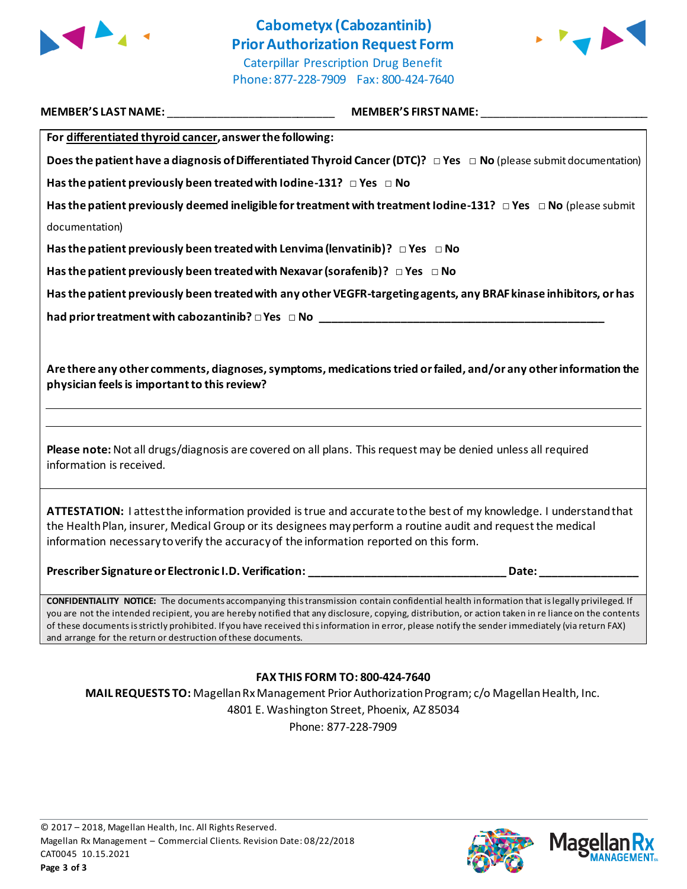# Cabometyx (Cabozantinib)
# Prior Authorization Request Form

Caterpillar Prescription Drug Benefit
Phone: 877-228-7909 Fax: 800-424-7640

**MEMBER'S LAST NAME:** ___________________________ **MEMBER'S FIRST NAME:** ___________________________

**For differentiated thyroid cancer, answer the following:**

**Does the patient have a diagnosis of Differentiated Thyroid Cancer (DTC)?** □ **Yes** □ **No** (please submit documentation)

**Has the patient previously been treated with Iodine-131?** □ **Yes** □ **No**

**Has the patient previously deemed ineligible for treatment with treatment Iodine-131?** □ **Yes** □ **No** (please submit documentation)

**Has the patient previously been treated with Lenvima (lenvatinib)?** □ **Yes** □ **No**

**Has the patient previously been treated with Nexavar (sorafenib)?** □ **Yes** □ **No**

**Has the patient previously been treated with any other VEGFR-targeting agents, any BRAF kinase inhibitors, or has had prior treatment with cabozantinib?** □ **Yes** □ **No** ______________________________________________

**Are there any other comments, diagnoses, symptoms, medications tried or failed, and/or any other information the physician feels is important to this review?**

______________________________________________________________________________

______________________________________________________________________________

**Please note:** Not all drugs/diagnosis are covered on all plans. This request may be denied unless all required information is received.

**ATTESTATION:** I attest the information provided is true and accurate to the best of my knowledge. I understand that the Health Plan, insurer, Medical Group or its designees may perform a routine audit and request the medical information necessary to verify the accuracy of the information reported on this form.

**Prescriber Signature or Electronic I.D. Verification:** ________________________________ **Date:** ________________

**CONFIDENTIALITY NOTICE:** The documents accompanying this transmission contain confidential health information that is legally privileged. If you are not the intended recipient, you are hereby notified that any disclosure, copying, distribution, or action taken in reliance on the contents of these documents is strictly prohibited. If you have received this information in error, please notify the sender immediately (via return FAX) and arrange for the return or destruction of these documents.

**FAX THIS FORM TO: 800-424-7640**

**MAIL REQUESTS TO:** Magellan Rx Management Prior Authorization Program; c/o Magellan Health, Inc.
4801 E. Washington Street, Phoenix, AZ 85034
Phone: 877-228-7909

© 2017 – 2018, Magellan Health, Inc. All Rights Reserved.
Magellan Rx Management – Commercial Clients. Revision Date: 08/22/2018
CAT0045 10.15.2021